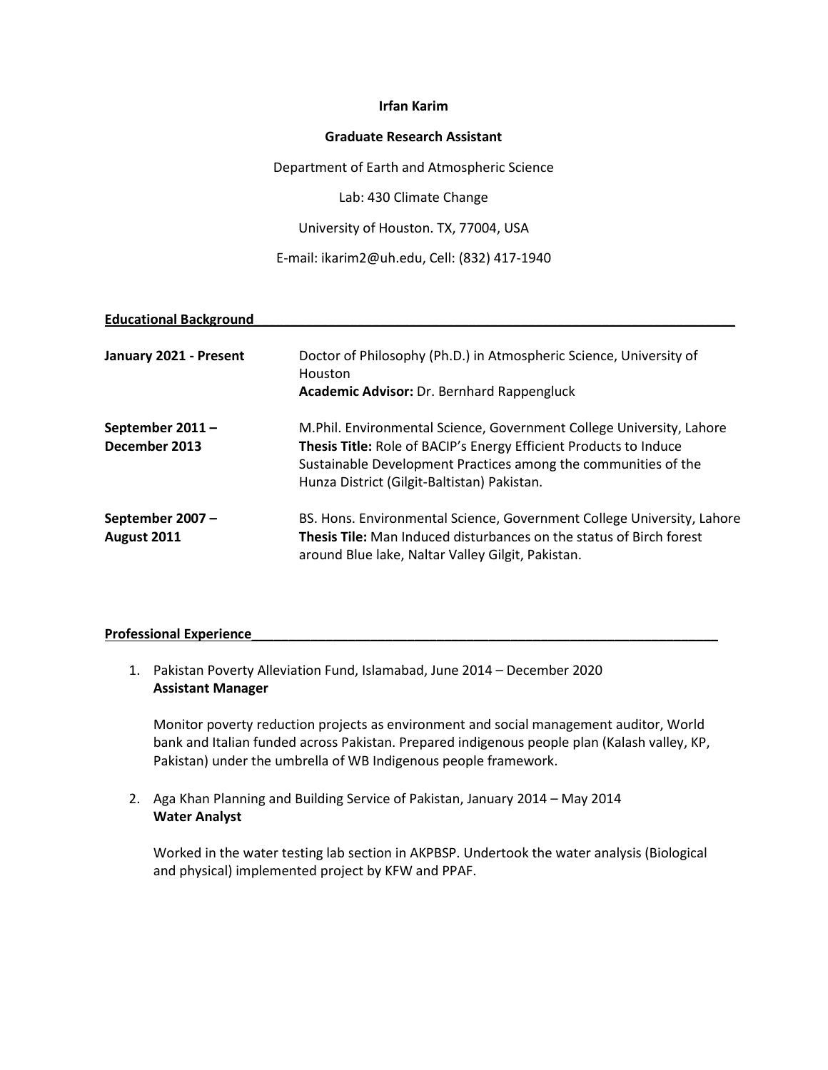**Irfan Karim**

**Graduate Research Assistant**

Department of Earth and Atmospheric Science

Lab: 430 Climate Change

University of Houston. TX, 77004, USA

E-mail: ikarim2@uh.edu, Cell: (832) 417-1940

## Educational Background

**January 2021 - Present**
Doctor of Philosophy (Ph.D.) in Atmospheric Science, University of Houston
**Academic Advisor:** Dr. Bernhard Rappengluck

**September 2011 – December 2013**
M.Phil. Environmental Science, Government College University, Lahore
**Thesis Title:** Role of BACIP's Energy Efficient Products to Induce Sustainable Development Practices among the communities of the Hunza District (Gilgit-Baltistan) Pakistan.

**September 2007 – August 2011**
BS. Hons. Environmental Science, Government College University, Lahore
**Thesis Tile:** Man Induced disturbances on the status of Birch forest around Blue lake, Naltar Valley Gilgit, Pakistan.

## Professional Experience

1. Pakistan Poverty Alleviation Fund, Islamabad, June 2014 – December 2020
   **Assistant Manager**

   Monitor poverty reduction projects as environment and social management auditor, World bank and Italian funded across Pakistan. Prepared indigenous people plan (Kalash valley, KP, Pakistan) under the umbrella of WB Indigenous people framework.

2. Aga Khan Planning and Building Service of Pakistan, January 2014 – May 2014
   **Water Analyst**

   Worked in the water testing lab section in AKPBSP. Undertook the water analysis (Biological and physical) implemented project by KFW and PPAF.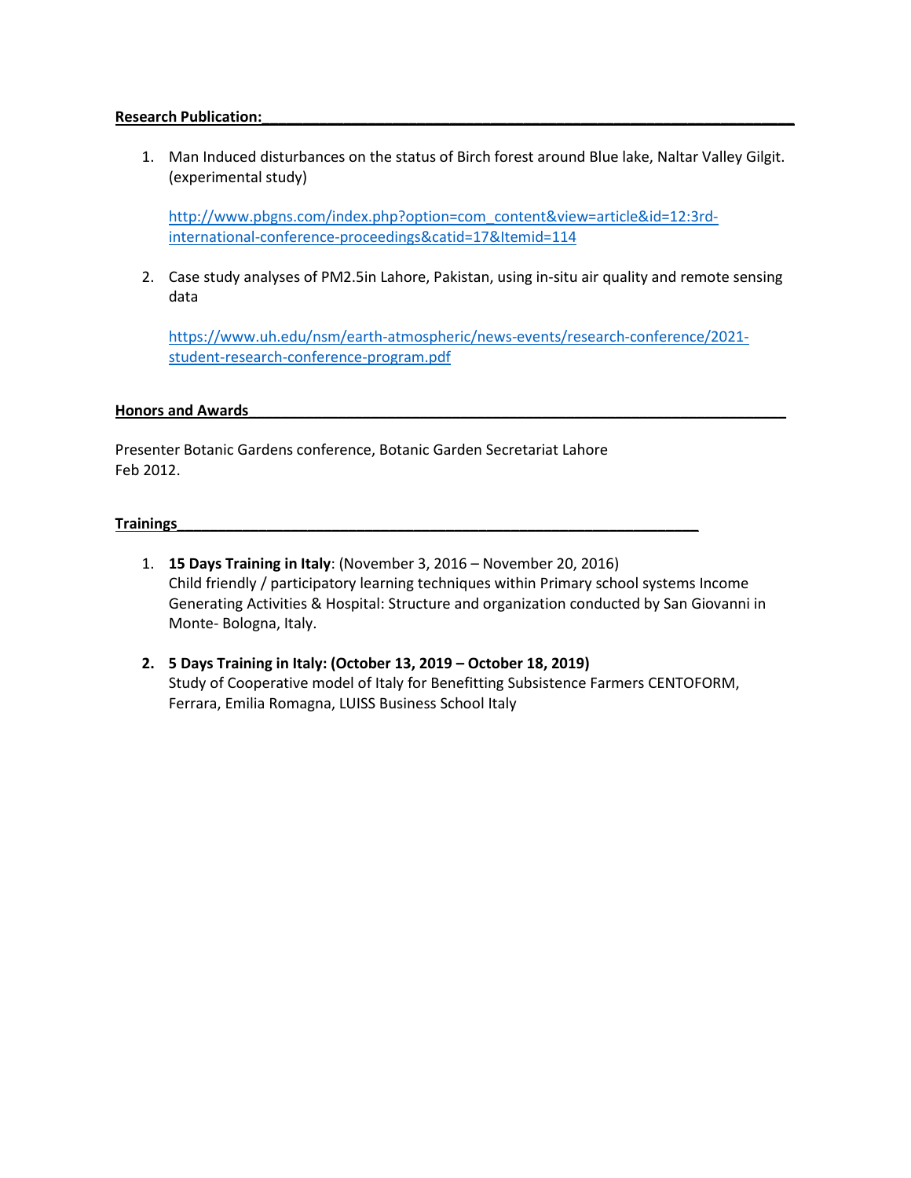**Research Publication:**

1. Man Induced disturbances on the status of Birch forest around Blue lake, Naltar Valley Gilgit. (experimental study)

   http://www.pbgns.com/index.php?option=com_content&view=article&id=12:3rd-international-conference-proceedings&catid=17&Itemid=114

2. Case study analyses of PM2.5in Lahore, Pakistan, using in-situ air quality and remote sensing data

   https://www.uh.edu/nsm/earth-atmospheric/news-events/research-conference/2021-student-research-conference-program.pdf

**Honors and Awards**

Presenter Botanic Gardens conference, Botanic Garden Secretariat Lahore
Feb 2012.

**Trainings**

1. **15 Days Training in Italy**: (November 3, 2016 – November 20, 2016)
   Child friendly / participatory learning techniques within Primary school systems Income Generating Activities & Hospital: Structure and organization conducted by San Giovanni in Monte- Bologna, Italy.

2. **5 Days Training in Italy: (October 13, 2019 – October 18, 2019)**
   Study of Cooperative model of Italy for Benefitting Subsistence Farmers CENTOFORM, Ferrara, Emilia Romagna, LUISS Business School Italy